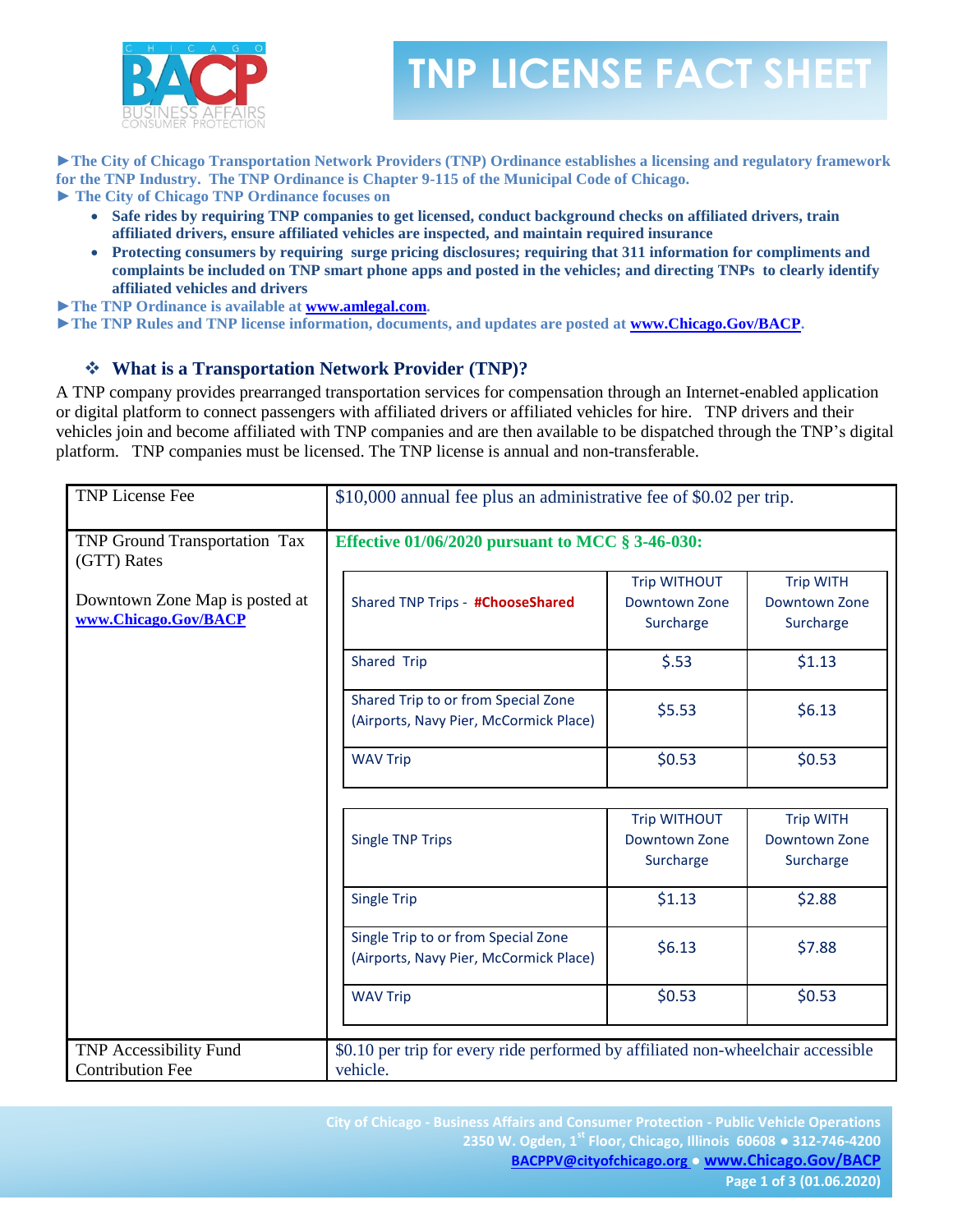# TNP LICENSE FACT SHEET

►**The City of Chicago Transportation Network Providers (TNP) Ordinance establishes a licensing and regulatory framework for the TNP Industry. The TNP Ordinance is Chapter 9-115 of the Municipal Code of Chicago.**

► **The City of Chicago TNP Ordinance focuses on**

- **Safe rides by requiring TNP companies to get licensed, conduct background checks on affiliated drivers, train affiliated drivers, ensure affiliated vehicles are inspected, and maintain required insurance**
- **Protecting consumers by requiring surge pricing disclosures; requiring that 311 information for compliments and complaints be included on TNP smart phone apps and posted in the vehicles; and directing TNPs to clearly identify affiliated vehicles and drivers**

►**The TNP Ordinance is available at [www.amlegal.com](www.amlegal.com).**

►**The TNP Rules and TNP license information, documents, and updates are posted at [www.Chicago.Gov/BACP](www.Chicago.Gov/BACP).**

## ❖ What is a Transportation Network Provider (TNP)?

A TNP company provides prearranged transportation services for compensation through an Internet-enabled application or digital platform to connect passengers with affiliated drivers or affiliated vehicles for hire. TNP drivers and their vehicles join and become affiliated with TNP companies and are then available to be dispatched through the TNP's digital platform. TNP companies must be licensed. The TNP license is annual and non-transferable.

| | |
|---|---|
| TNP License Fee | $10,000 annual fee plus an administrative fee of $0.02 per trip. |
| TNP Ground Transportation Tax (GTT) Rates<br><br>Downtown Zone Map is posted at [www.Chicago.Gov/BACP](www.Chicago.Gov/BACP) | **Effective 01/06/2020 pursuant to MCC § 3-46-030:** |
| TNP Accessibility Fund Contribution Fee | $0.10 per trip for every ride performed by affiliated non-wheelchair accessible vehicle. |

| Shared TNP Trips - **#ChooseShared** | Trip WITHOUT Downtown Zone Surcharge | Trip WITH Downtown Zone Surcharge |
|---|---|---|
| Shared Trip | $.53 | $1.13 |
| Shared Trip to or from Special Zone (Airports, Navy Pier, McCormick Place) | $5.53 | $6.13 |
| WAV Trip | $0.53 | $0.53 |

| Single TNP Trips | Trip WITHOUT Downtown Zone Surcharge | Trip WITH Downtown Zone Surcharge |
|---|---|---|
| Single Trip | $1.13 | $2.88 |
| Single Trip to or from Special Zone (Airports, Navy Pier, McCormick Place) | $6.13 | $7.88 |
| WAV Trip | $0.53 | $0.53 |

City of Chicago - Business Affairs and Consumer Protection - Public Vehicle Operations
2350 W. Ogden, 1st Floor, Chicago, Illinois 60608 ● 312-746-4200
BACPPV@cityofchicago.org ● www.Chicago.Gov/BACP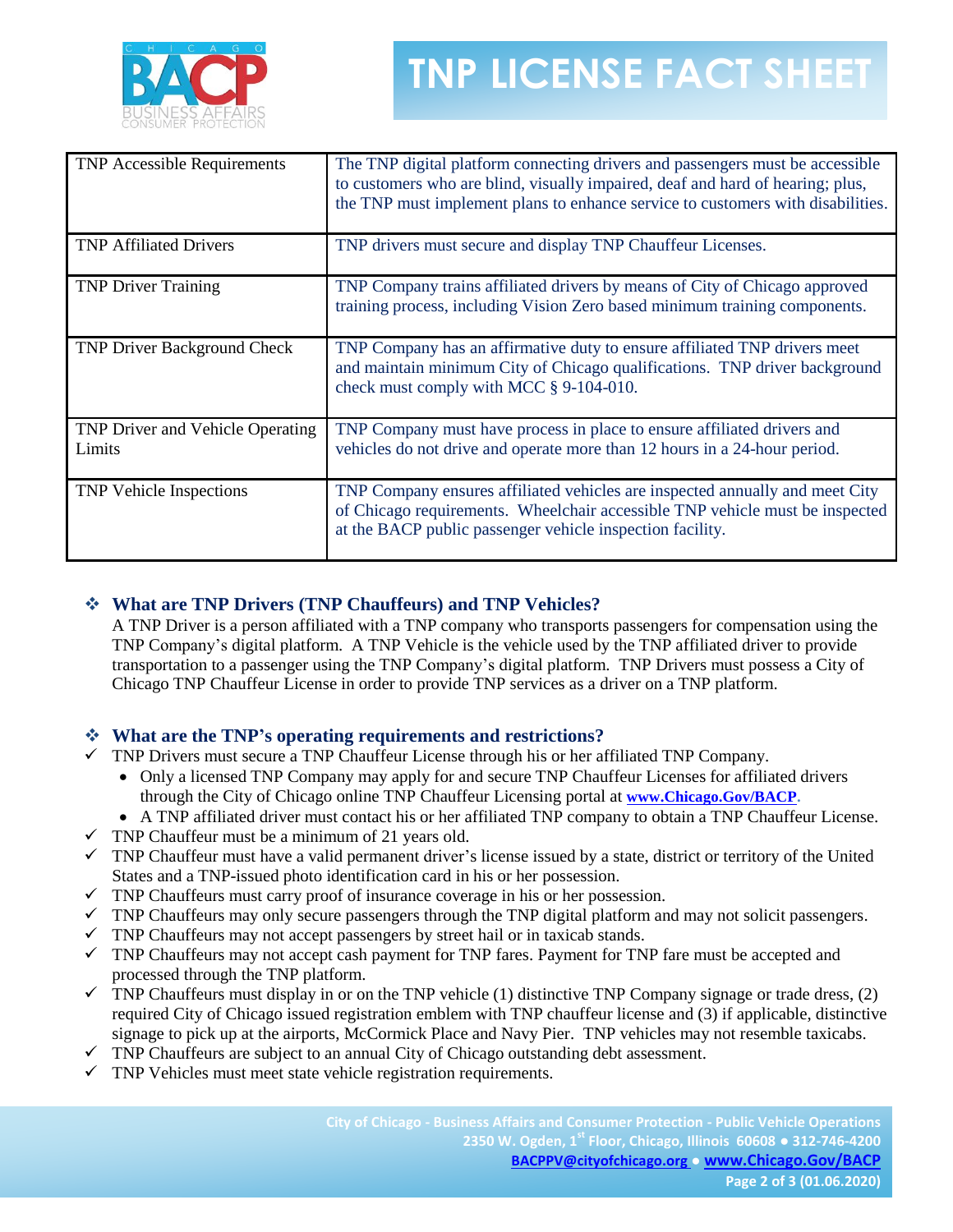| TNP Accessible Requirements | The TNP digital platform connecting drivers and passengers must be accessible to customers who are blind, visually impaired, deaf and hard of hearing; plus, the TNP must implement plans to enhance service to customers with disabilities. |
|---|---|
| TNP Affiliated Drivers | TNP drivers must secure and display TNP Chauffeur Licenses. |
| TNP Driver Training | TNP Company trains affiliated drivers by means of City of Chicago approved training process, including Vision Zero based minimum training components. |
| TNP Driver Background Check | TNP Company has an affirmative duty to ensure affiliated TNP drivers meet and maintain minimum City of Chicago qualifications. TNP driver background check must comply with MCC § 9-104-010. |
| TNP Driver and Vehicle Operating Limits | TNP Company must have process in place to ensure affiliated drivers and vehicles do not drive and operate more than 12 hours in a 24-hour period. |
| TNP Vehicle Inspections | TNP Company ensures affiliated vehicles are inspected annually and meet City of Chicago requirements. Wheelchair accessible TNP vehicle must be inspected at the BACP public passenger vehicle inspection facility. |

## What are TNP Drivers (TNP Chauffeurs) and TNP Vehicles?

A TNP Driver is a person affiliated with a TNP company who transports passengers for compensation using the TNP Company's digital platform. A TNP Vehicle is the vehicle used by the TNP affiliated driver to provide transportation to a passenger using the TNP Company's digital platform. TNP Drivers must possess a City of Chicago TNP Chauffeur License in order to provide TNP services as a driver on a TNP platform.

## What are the TNP's operating requirements and restrictions?

- ✓ TNP Drivers must secure a TNP Chauffeur License through his or her affiliated TNP Company.
  - Only a licensed TNP Company may apply for and secure TNP Chauffeur Licenses for affiliated drivers through the City of Chicago online TNP Chauffeur Licensing portal at **www.Chicago.Gov/BACP**.
  - A TNP affiliated driver must contact his or her affiliated TNP company to obtain a TNP Chauffeur License.
- ✓ TNP Chauffeur must be a minimum of 21 years old.
- ✓ TNP Chauffeur must have a valid permanent driver's license issued by a state, district or territory of the United States and a TNP-issued photo identification card in his or her possession.
- ✓ TNP Chauffeurs must carry proof of insurance coverage in his or her possession.
- ✓ TNP Chauffeurs may only secure passengers through the TNP digital platform and may not solicit passengers.
- ✓ TNP Chauffeurs may not accept passengers by street hail or in taxicab stands.
- ✓ TNP Chauffeurs may not accept cash payment for TNP fares. Payment for TNP fare must be accepted and processed through the TNP platform.
- ✓ TNP Chauffeurs must display in or on the TNP vehicle (1) distinctive TNP Company signage or trade dress, (2) required City of Chicago issued registration emblem with TNP chauffeur license and (3) if applicable, distinctive signage to pick up at the airports, McCormick Place and Navy Pier. TNP vehicles may not resemble taxicabs.
- ✓ TNP Chauffeurs are subject to an annual City of Chicago outstanding debt assessment.
- ✓ TNP Vehicles must meet state vehicle registration requirements.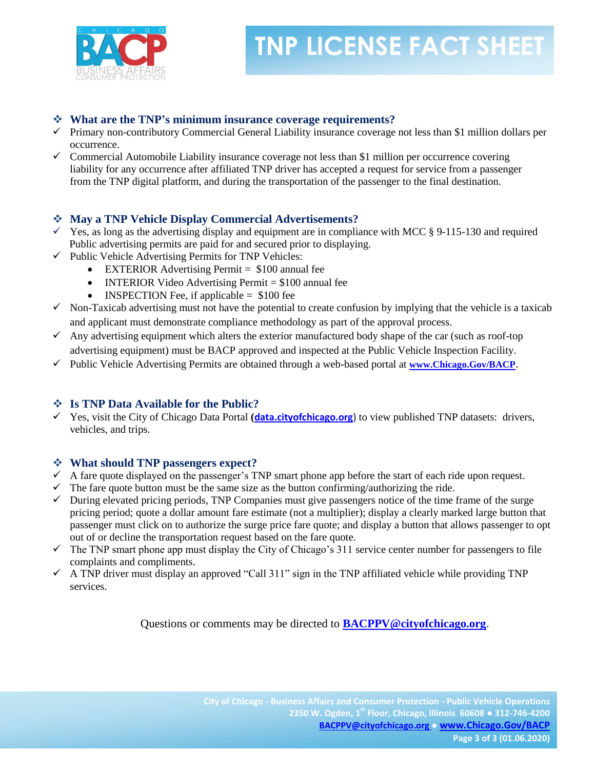# TNP LICENSE FACT SHEET

## What are the TNP's minimum insurance coverage requirements?

- ✓ Primary non-contributory Commercial General Liability insurance coverage not less than $1 million dollars per occurrence.
- ✓ Commercial Automobile Liability insurance coverage not less than $1 million per occurrence covering liability for any occurrence after affiliated TNP driver has accepted a request for service from a passenger from the TNP digital platform, and during the transportation of the passenger to the final destination.

## May a TNP Vehicle Display Commercial Advertisements?

- ✓ Yes, as long as the advertising display and equipment are in compliance with MCC § 9-115-130 and required Public advertising permits are paid for and secured prior to displaying.
- ✓ Public Vehicle Advertising Permits for TNP Vehicles:
  - EXTERIOR Advertising Permit = $100 annual fee
  - INTERIOR Video Advertising Permit = $100 annual fee
  - INSPECTION Fee, if applicable = $100 fee
- ✓ Non-Taxicab advertising must not have the potential to create confusion by implying that the vehicle is a taxicab and applicant must demonstrate compliance methodology as part of the approval process.
- ✓ Any advertising equipment which alters the exterior manufactured body shape of the car (such as roof-top advertising equipment) must be BACP approved and inspected at the Public Vehicle Inspection Facility.
- ✓ Public Vehicle Advertising Permits are obtained through a web-based portal at **www.Chicago.Gov/BACP**.

## Is TNP Data Available for the Public?

- ✓ Yes, visit the City of Chicago Data Portal (**data.cityofchicago.org**) to view published TNP datasets: drivers, vehicles, and trips.

## What should TNP passengers expect?

- ✓ A fare quote displayed on the passenger's TNP smart phone app before the start of each ride upon request.
- ✓ The fare quote button must be the same size as the button confirming/authorizing the ride.
- ✓ During elevated pricing periods, TNP Companies must give passengers notice of the time frame of the surge pricing period; quote a dollar amount fare estimate (not a multiplier); display a clearly marked large button that passenger must click on to authorize the surge price fare quote; and display a button that allows passenger to opt out of or decline the transportation request based on the fare quote.
- ✓ The TNP smart phone app must display the City of Chicago's 311 service center number for passengers to file complaints and compliments.
- ✓ A TNP driver must display an approved "Call 311" sign in the TNP affiliated vehicle while providing TNP services.

Questions or comments may be directed to **BACPPV@cityofchicago.org**.